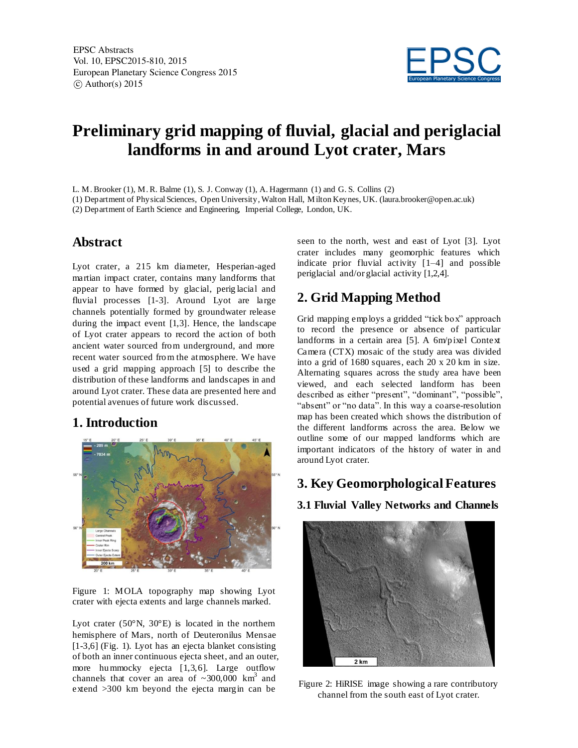# Preliminary grid mapping of fluvial, glacial and periglacial landforms in and around Lyot crater, Mars

L. M. Brooker (1), M. R. Balme (1), S. J. Conway (1), A. Hagermann (1) and G. S. Collins (2)

(1) Department of Physical Sciences, Open University, Walton Hall, Milton Keynes, UK. (laura.brooker@open.ac.uk)

(2) Department of Earth Science and Engineering, Imperial College, London, UK.

## Abstract

Lyot crater, a 215 km diameter, Hesperian-aged martian impact crater, contains many landforms that appear to have formed by glacial, periglacial and fluvial processes [1-3]. Around Lyot are large channels potentially formed by groundwater release during the impact event [1,3]. Hence, the landscape of Lyot crater appears to record the action of both ancient water sourced from underground, and more recent water sourced from the atmosphere. We have used a grid mapping approach [5] to describe the distribution of these landforms and landscapes in and around Lyot crater. These data are presented here and potential avenues of future work discussed.

## 1. Introduction

Figure 1: MOLA topography map showing Lyot crater with ejecta extents and large channels marked.

Lyot crater (50°N, 30°E) is located in the northern hemisphere of Mars, north of Deuteronilus Mensae [1-3,6] (Fig. 1). Lyot has an ejecta blanket consisting of both an inner continuous ejecta sheet, and an outer, more hummocky ejecta [1,3,6]. Large outflow channels that cover an area of ~300,000 km$^3$ and extend >300 km beyond the ejecta margin can be seen to the north, west and east of Lyot [3]. Lyot crater includes many geomorphic features which indicate prior fluvial activity [1–4] and possible periglacial and/or glacial activity [1,2,4].

## 2. Grid Mapping Method

Grid mapping employs a gridded "tick box" approach to record the presence or absence of particular landforms in a certain area [5]. A 6m/pixel Context Camera (CTX) mosaic of the study area was divided into a grid of 1680 squares, each 20 x 20 km in size. Alternating squares across the study area have been viewed, and each selected landform has been described as either "present", "dominant", "possible", "absent" or "no data". In this way a coarse-resolution map has been created which shows the distribution of the different landforms across the area. Below we outline some of our mapped landforms which are important indicators of the history of water in and around Lyot crater.

## 3. Key Geomorphological Features

### 3.1 Fluvial Valley Networks and Channels

Figure 2: HiRISE image showing a rare contributory channel from the south east of Lyot crater.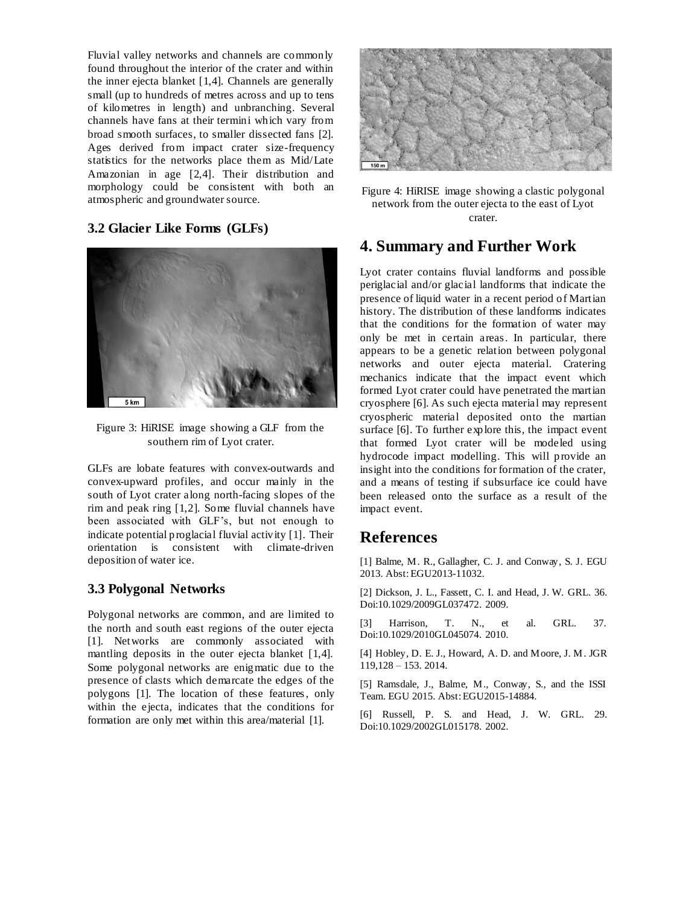Fluvial valley networks and channels are commonly found throughout the interior of the crater and within the inner ejecta blanket [1,4]. Channels are generally small (up to hundreds of metres across and up to tens of kilometres in length) and unbranching. Several channels have fans at their termini which vary from broad smooth surfaces, to smaller dissected fans [2]. Ages derived from impact crater size-frequency statistics for the networks place them as Mid/Late Amazonian in age [2,4]. Their distribution and morphology could be consistent with both an atmospheric and groundwater source.

### 3.2 Glacier Like Forms (GLFs)

5 km

Figure 3: HiRISE image showing a GLF from the southern rim of Lyot crater.

GLFs are lobate features with convex-outwards and convex-upward profiles, and occur mainly in the south of Lyot crater along north-facing slopes of the rim and peak ring [1,2]. Some fluvial channels have been associated with GLF's, but not enough to indicate potential proglacial fluvial activity [1]. Their orientation is consistent with climate-driven deposition of water ice.

### 3.3 Polygonal Networks

Polygonal networks are common, and are limited to the north and south east regions of the outer ejecta [1]. Networks are commonly associated with mantling deposits in the outer ejecta blanket [1,4]. Some polygonal networks are enigmatic due to the presence of clasts which demarcate the edges of the polygons [1]. The location of these features, only within the ejecta, indicates that the conditions for formation are only met within this area/material [1].

150 m

Figure 4: HiRISE image showing a clastic polygonal network from the outer ejecta to the east of Lyot crater.

## 4. Summary and Further Work

Lyot crater contains fluvial landforms and possible periglacial and/or glacial landforms that indicate the presence of liquid water in a recent period of Martian history. The distribution of these landforms indicates that the conditions for the formation of water may only be met in certain areas. In particular, there appears to be a genetic relation between polygonal networks and outer ejecta material. Cratering mechanics indicate that the impact event which formed Lyot crater could have penetrated the martian cryosphere [6]. As such ejecta material may represent cryospheric material deposited onto the martian surface [6]. To further explore this, the impact event that formed Lyot crater will be modeled using hydrocode impact modelling. This will provide an insight into the conditions for formation of the crater, and a means of testing if subsurface ice could have been released onto the surface as a result of the impact event.

## References

[1] Balme, M. R., Gallagher, C. J. and Conway, S. J. EGU 2013. Abst: EGU2013-11032.

[2] Dickson, J. L., Fassett, C. I. and Head, J. W. GRL. 36. Doi:10.1029/2009GL037472. 2009.

[3] Harrison, T. N., et al. GRL. 37. Doi:10.1029/2010GL045074. 2010.

[4] Hobley, D. E. J., Howard, A. D. and Moore, J. M. JGR 119,128 – 153. 2014.

[5] Ramsdale, J., Balme, M., Conway, S., and the ISSI Team. EGU 2015. Abst: EGU2015-14884.

[6] Russell, P. S. and Head, J. W. GRL. 29. Doi:10.1029/2002GL015178. 2002.